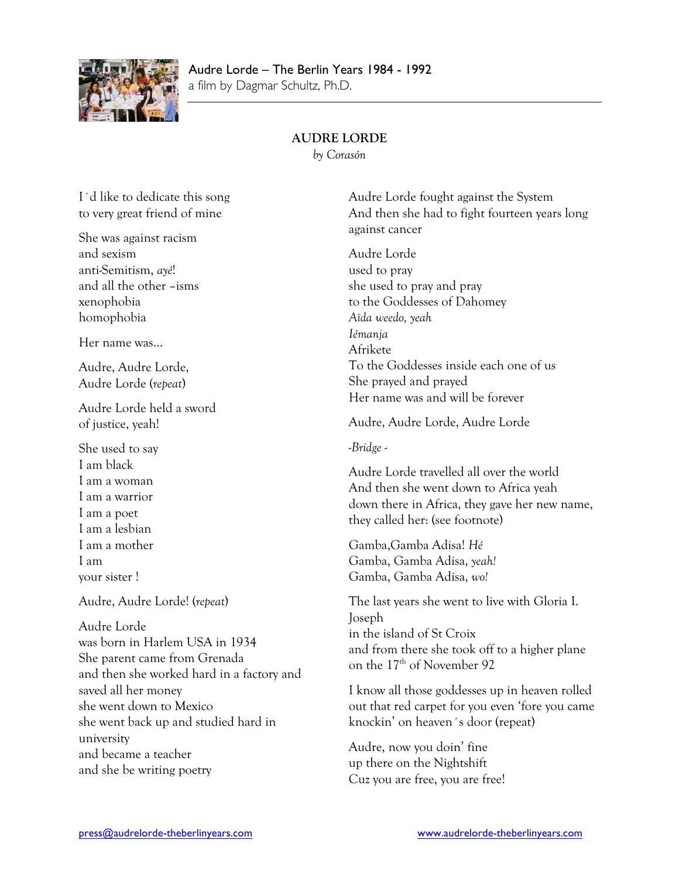## AUDRE LORDE

*by Corasón*

I´d like to dedicate this song
to very great friend of mine

She was against racism
and sexism
anti-Semitism, *ayé*!
and all the other –isms
xenophobia
homophobia

Her name was…

Audre, Audre Lorde,
Audre Lorde (*repeat*)

Audre Lorde held a sword
of justice, yeah!

She used to say
I am black
I am a woman
I am a warrior
I am a poet
I am a lesbian
I am a mother
I am
your sister !

Audre, Audre Lorde! (*repeat*)

Audre Lorde
was born in Harlem USA in 1934
She parent came from Grenada
and then she worked hard in a factory and saved all her money
she went down to Mexico
she went back up and studied hard in university
and became a teacher
and she be writing poetry

Audre Lorde fought against the System
And then she had to fight fourteen years long against cancer

Audre Lorde
used to pray
she used to pray and pray
to the Goddesses of Dahomey
*Aïda weedo, yeah*
*Iémanja*
Afrikete
To the Goddesses inside each one of us
She prayed and prayed
Her name was and will be forever

Audre, Audre Lorde, Audre Lorde

*-Bridge -*

Audre Lorde travelled all over the world
And then she went down to Africa yeah
down there in Africa, they gave her new name,
they called her: (see footnote)

Gamba,Gamba Adisa! *Hé*
Gamba, Gamba Adisa, *yeah!*
Gamba, Gamba Adisa, *wo!*

The last years she went to live with Gloria I. Joseph
in the island of St Croix
and from there she took off to a higher plane
on the 17th of November 92

I know all those goddesses up in heaven rolled out that red carpet for you even 'fore you came knockin' on heaven´s door (repeat)

Audre, now you doin' fine
up there on the Nightshift
Cuz you are free, you are free!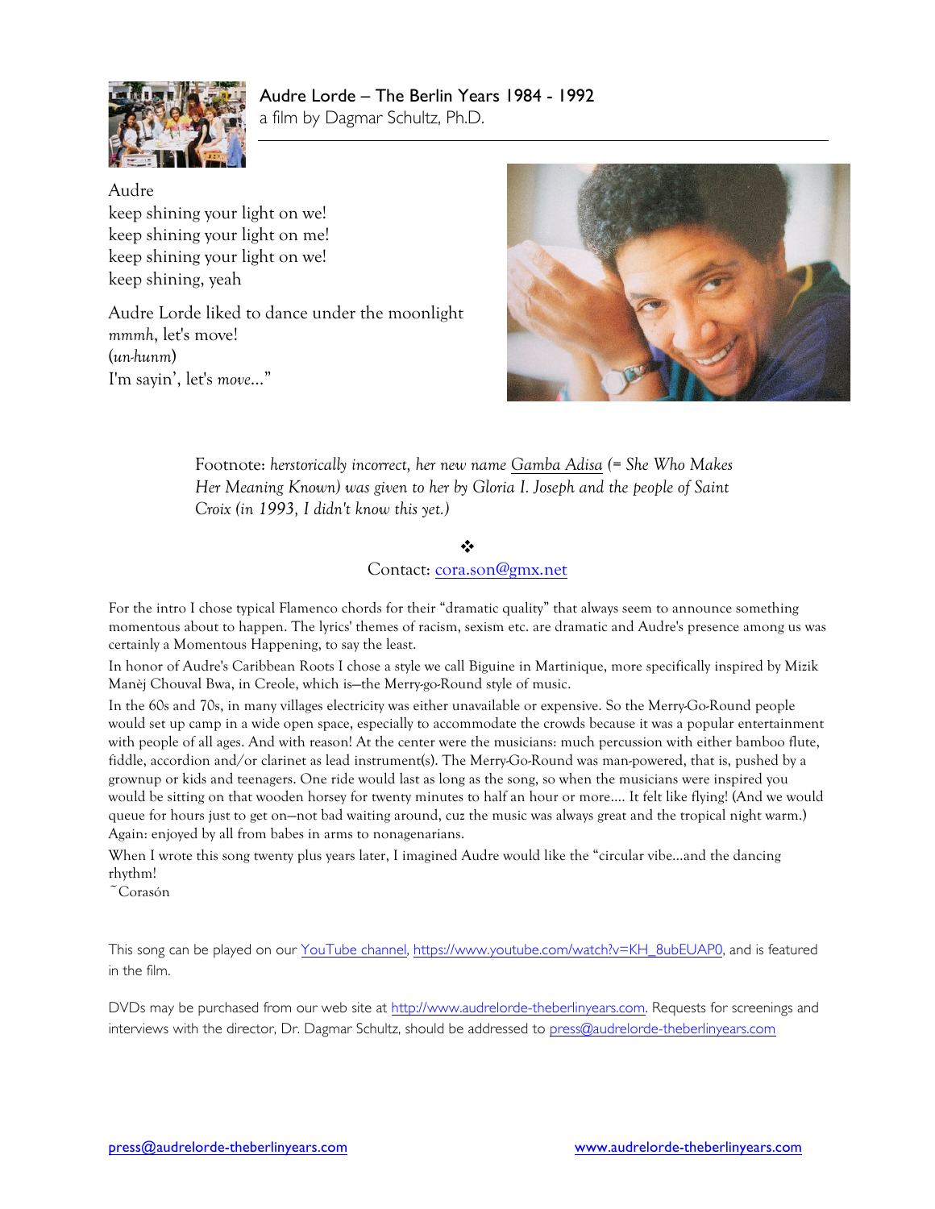Audre Lorde – The Berlin Years 1984 - 1992
a film by Dagmar Schultz, Ph.D.

Audre
keep shining your light on we!
keep shining your light on me!
keep shining your light on we!
keep shining, yeah

Audre Lorde liked to dance under the moonlight
*mmmh*, let's move!
(*un-hunm*)
I'm sayin', let's *move*..."

Footnote: *herstorically incorrect, her new name* Gamba Adisa *(= She Who Makes Her Meaning Known) was given to her by Gloria I. Joseph and the people of Saint Croix (in 1993, I didn't know this yet.)*

❖

Contact: cora.son@gmx.net

For the intro I chose typical Flamenco chords for their "dramatic quality" that always seem to announce something momentous about to happen. The lyrics' themes of racism, sexism etc. are dramatic and Audre's presence among us was certainly a Momentous Happening, to say the least.

In honor of Audre's Caribbean Roots I chose a style we call Biguine in Martinique, more specifically inspired by Mizik Manèj Chouval Bwa, in Creole, which is—the Merry-go-Round style of music.

In the 60s and 70s, in many villages electricity was either unavailable or expensive. So the Merry-Go-Round people would set up camp in a wide open space, especially to accommodate the crowds because it was a popular entertainment with people of all ages. And with reason! At the center were the musicians: much percussion with either bamboo flute, fiddle, accordion and/or clarinet as lead instrument(s). The Merry-Go-Round was man-powered, that is, pushed by a grownup or kids and teenagers. One ride would last as long as the song, so when the musicians were inspired you would be sitting on that wooden horsey for twenty minutes to half an hour or more.... It felt like flying! (And we would queue for hours just to get on—not bad waiting around, cuz the music was always great and the tropical night warm.) Again: enjoyed by all from babes in arms to nonagenarians.

When I wrote this song twenty plus years later, I imagined Audre would like the "circular vibe...and the dancing rhythm!

~Corasón

This song can be played on our YouTube channel, https://www.youtube.com/watch?v=KH_8ubEUAP0, and is featured in the film.

DVDs may be purchased from our web site at http://www.audrelorde-theberlinyears.com. Requests for screenings and interviews with the director, Dr. Dagmar Schultz, should be addressed to press@audrelorde-theberlinyears.com